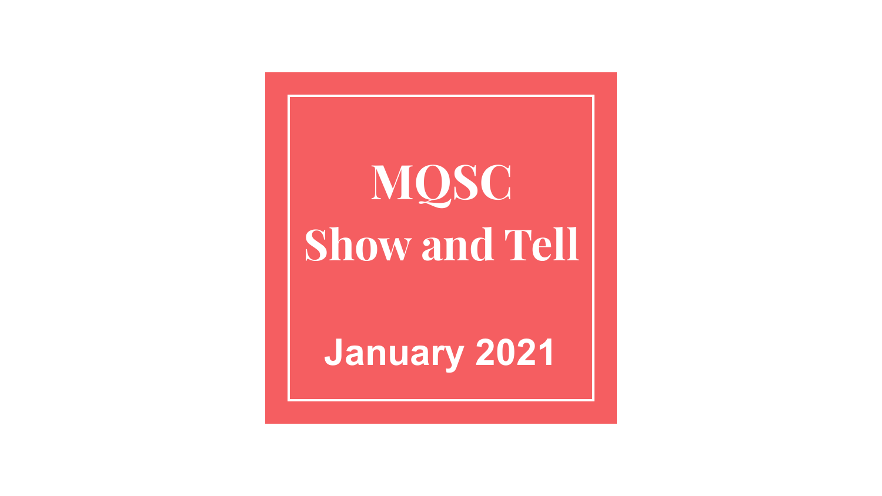# MQSC
# Show and Tell

**January 2021**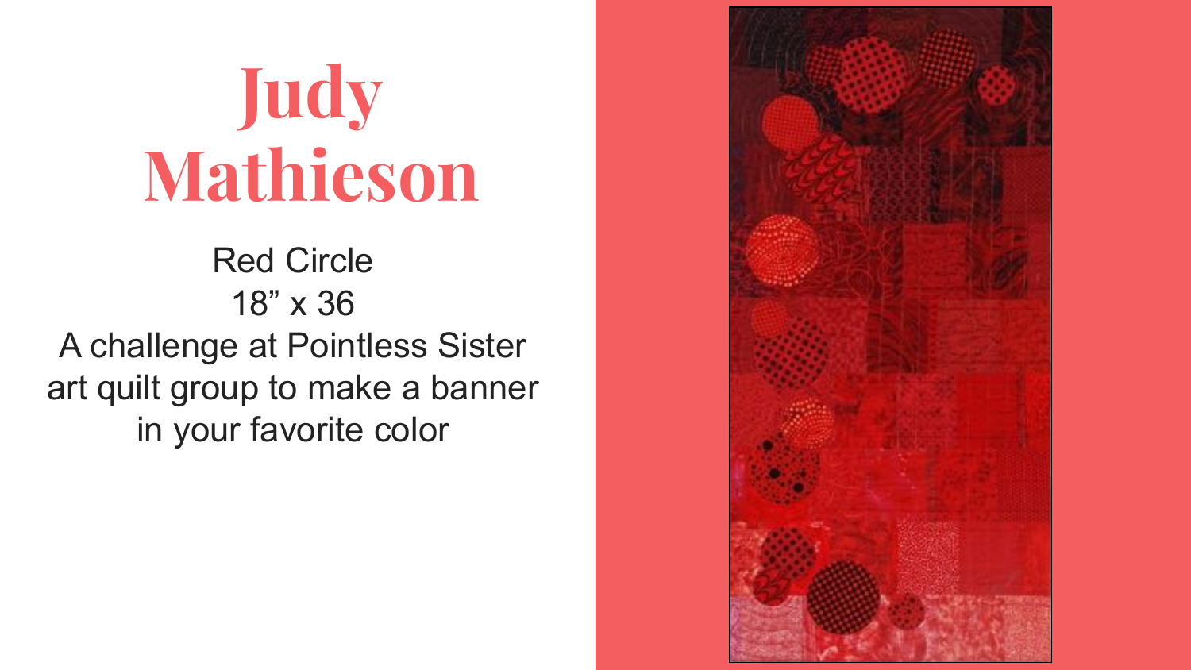# Judy Mathieson

Red Circle
18” x 36
A challenge at Pointless Sister art quilt group to make a banner in your favorite color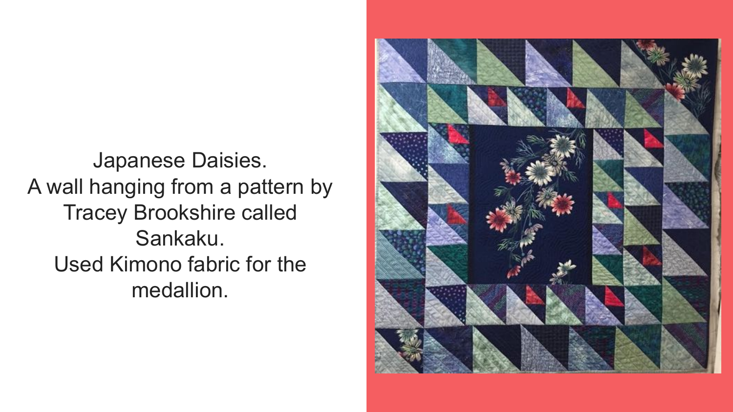Japanese Daisies.
A wall hanging from a pattern by Tracey Brookshire called Sankaku.
Used Kimono fabric for the medallion.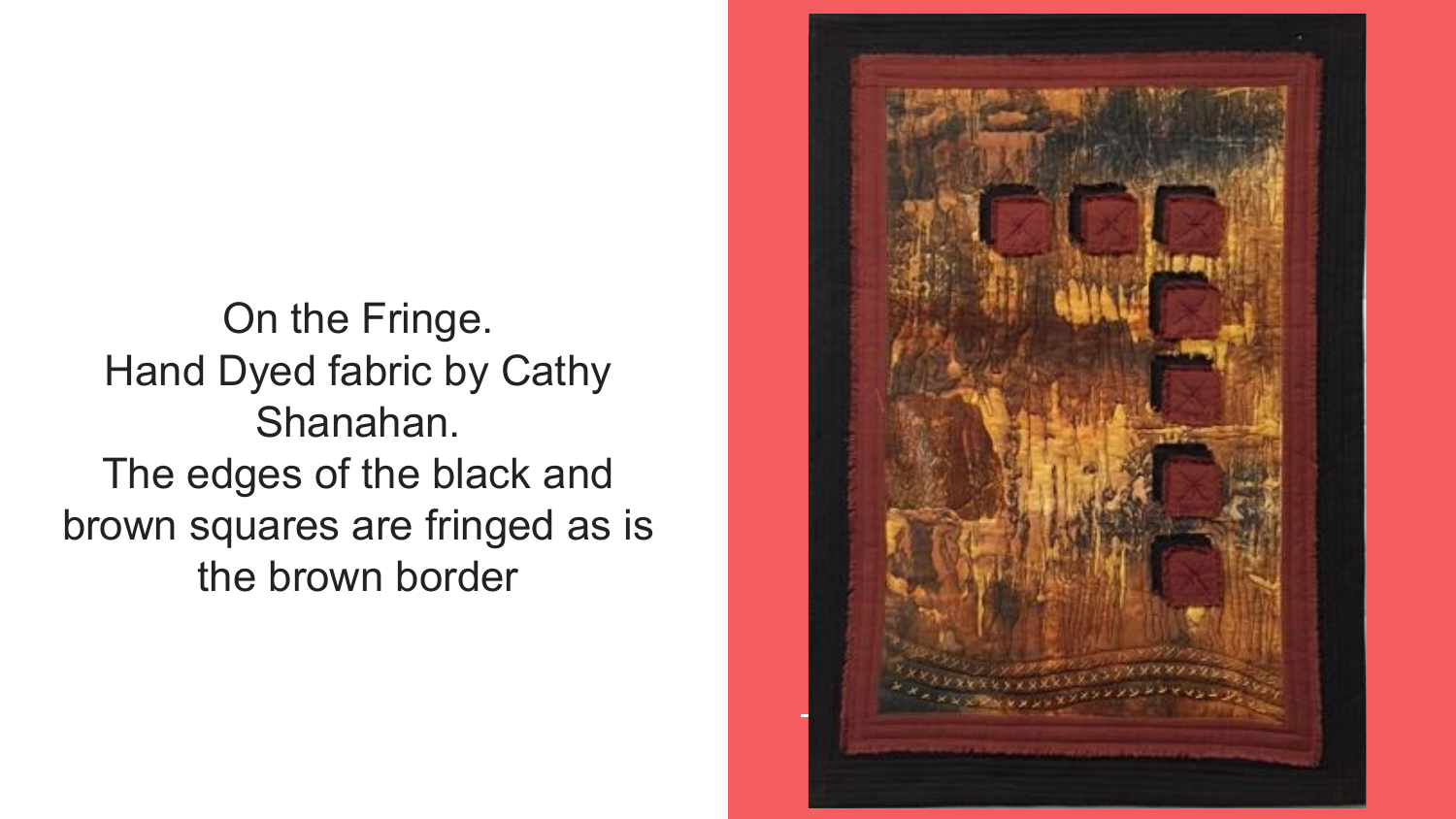On the Fringe.
Hand Dyed fabric by Cathy Shanahan.
The edges of the black and brown squares are fringed as is the brown border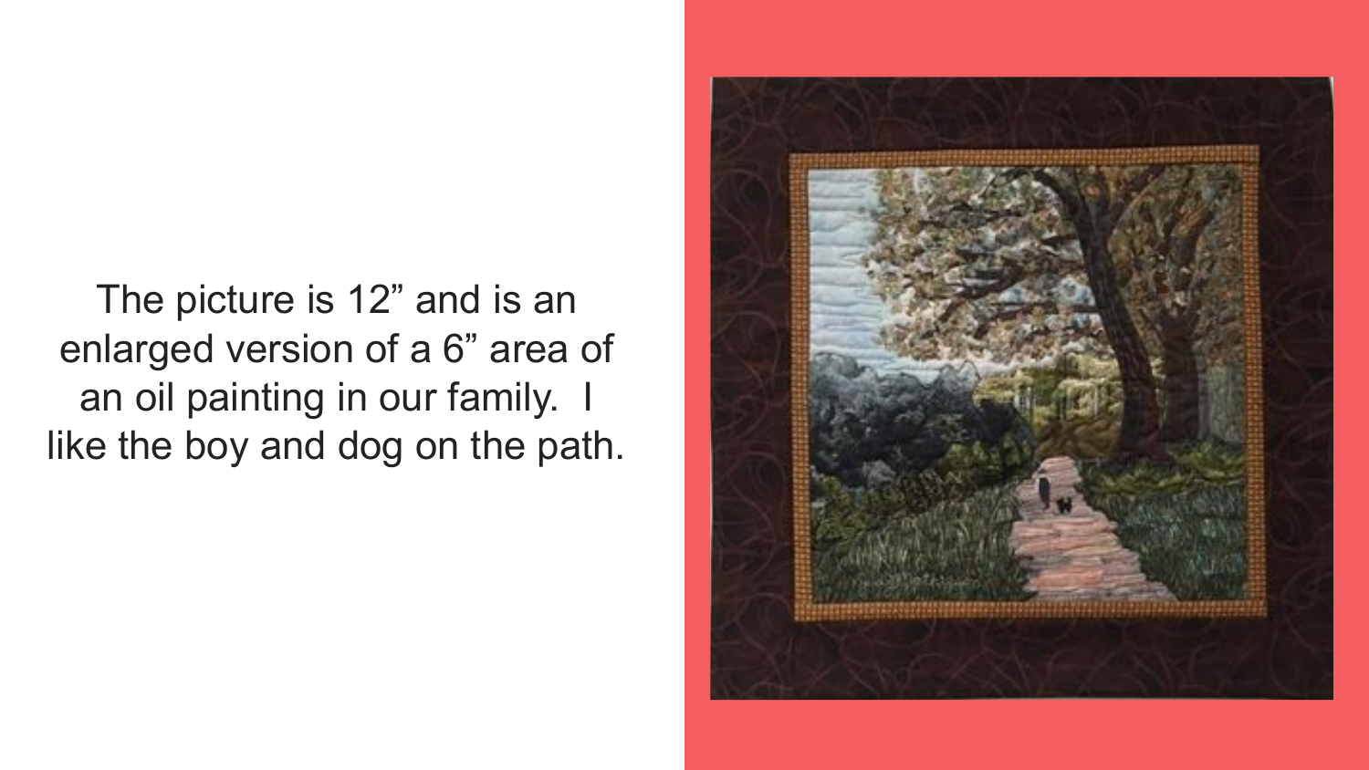The picture is 12” and is an enlarged version of a 6” area of an oil painting in our family. I like the boy and dog on the path.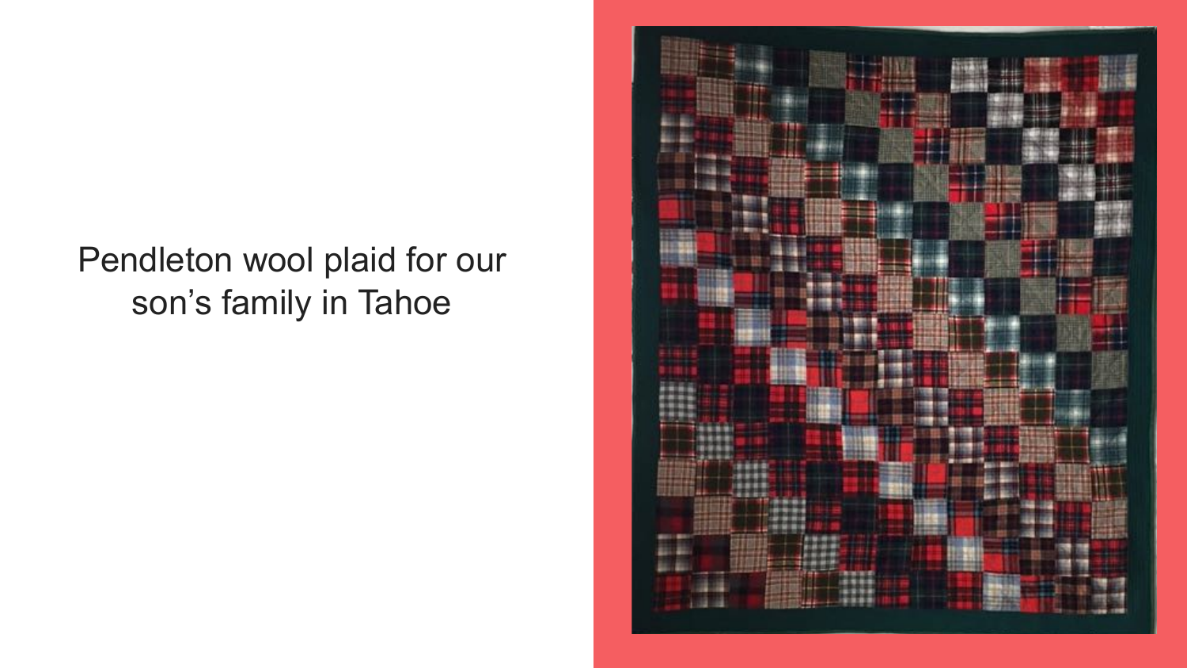Pendleton wool plaid for our son's family in Tahoe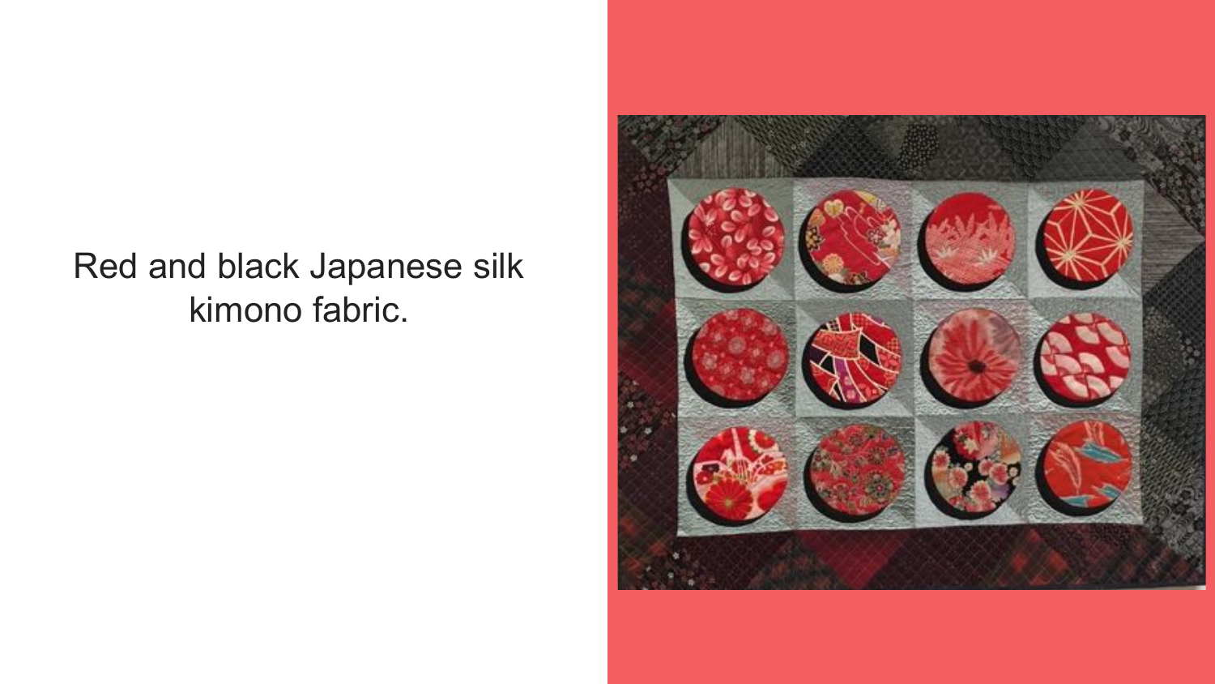Red and black Japanese silk kimono fabric.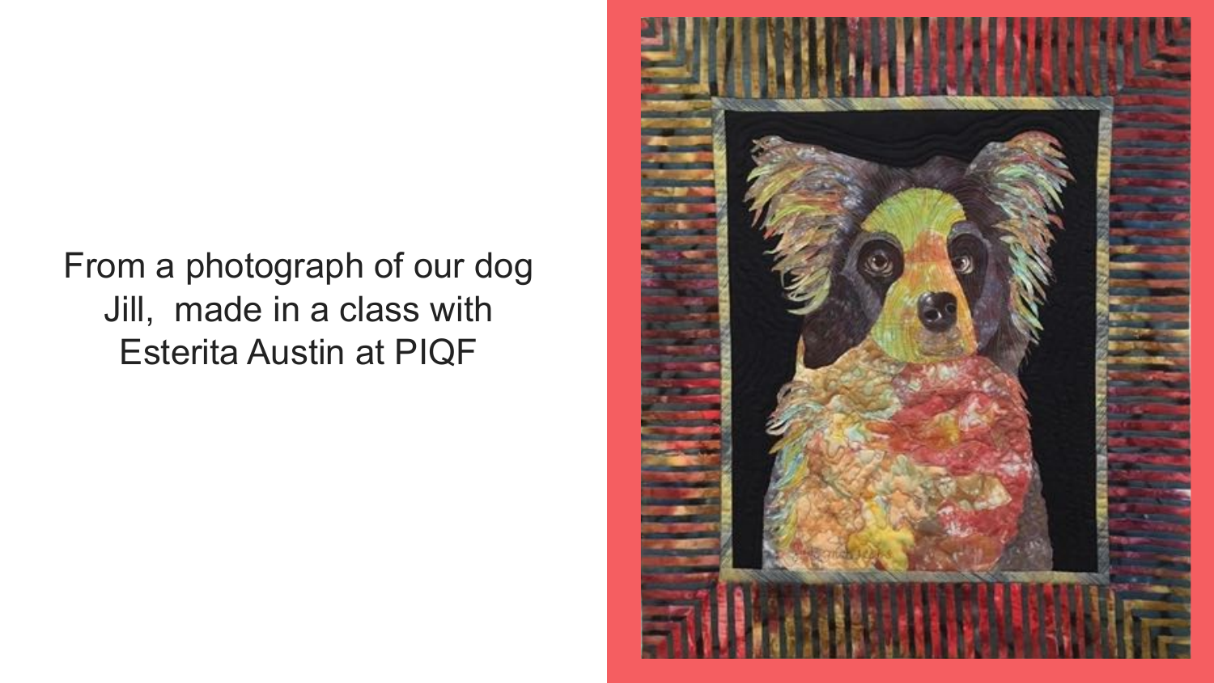From a photograph of our dog Jill, made in a class with Esterita Austin at PIQF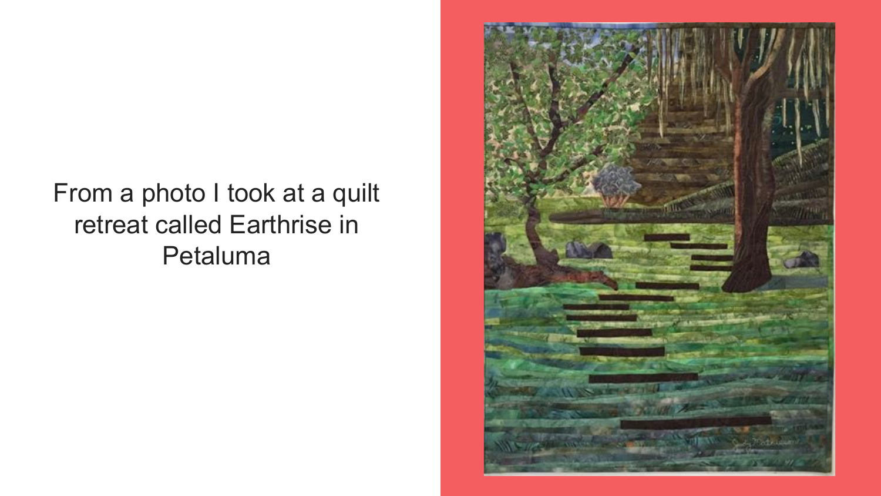From a photo I took at a quilt retreat called Earthrise in Petaluma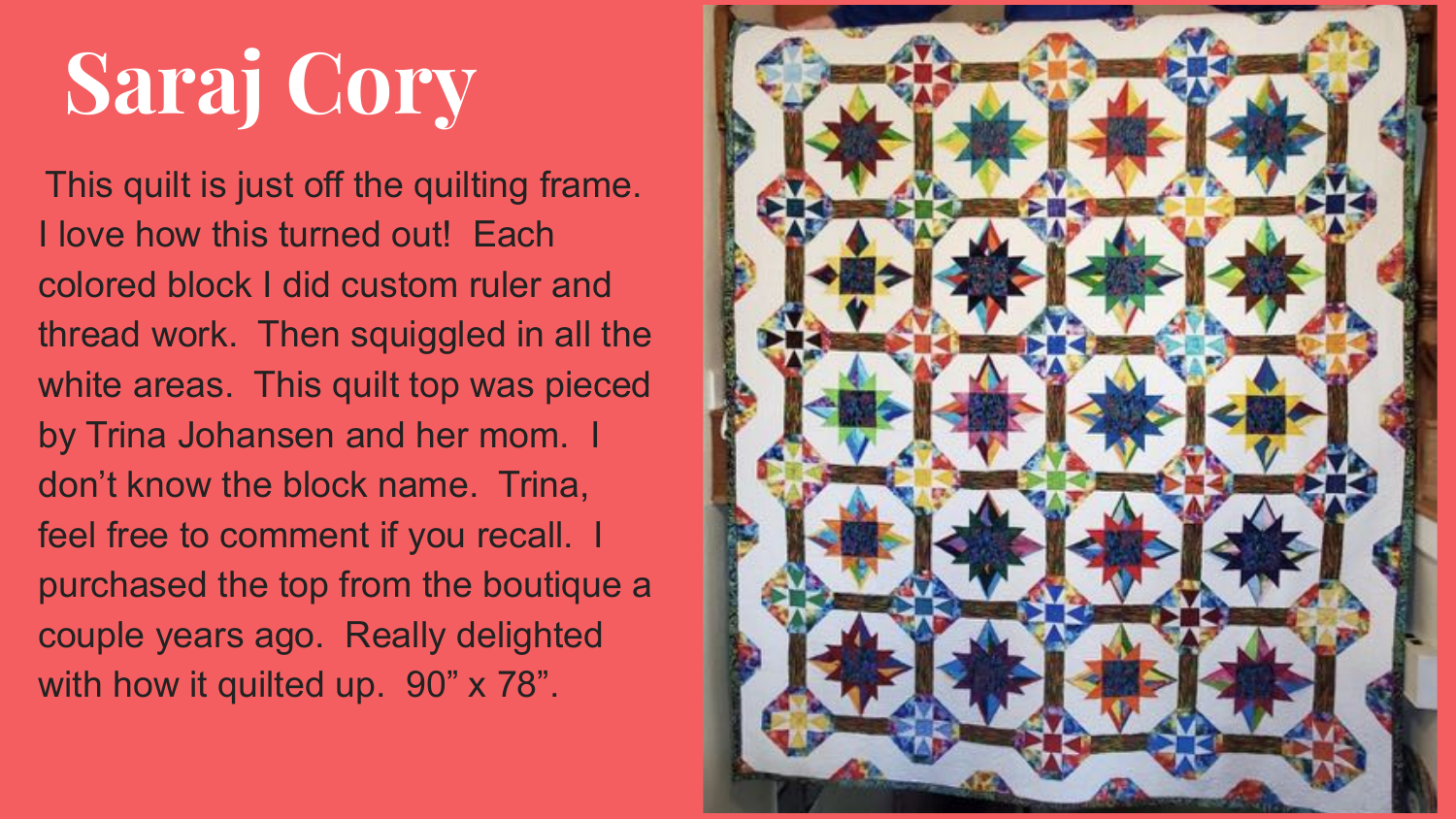# Saraj Cory

This quilt is just off the quilting frame. I love how this turned out! Each colored block I did custom ruler and thread work. Then squiggled in all the white areas. This quilt top was pieced by Trina Johansen and her mom. I don't know the block name. Trina, feel free to comment if you recall. I purchased the top from the boutique a couple years ago. Really delighted with how it quilted up. 90" x 78".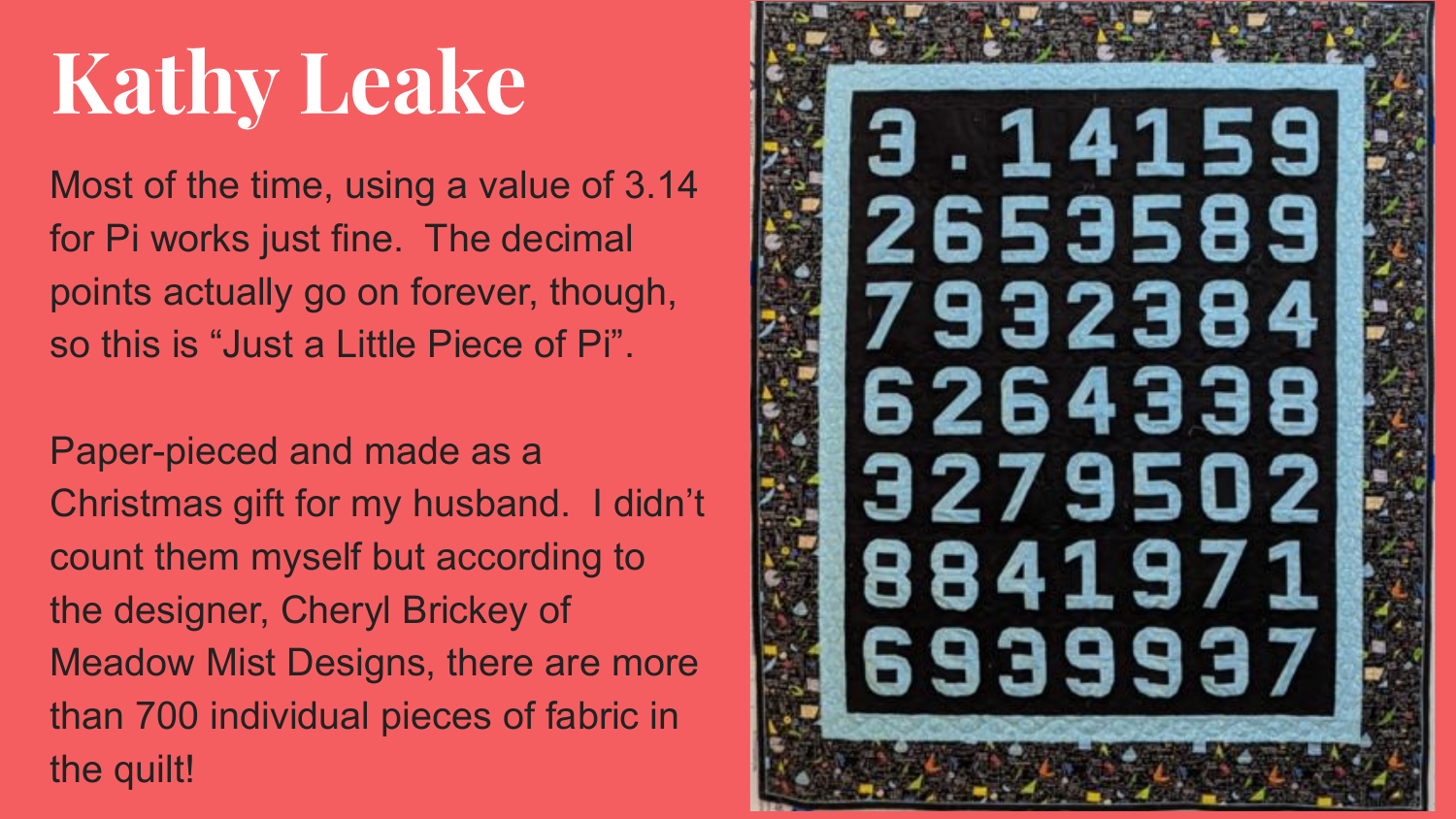# Kathy Leake

Most of the time, using a value of 3.14 for Pi works just fine. The decimal points actually go on forever, though, so this is “Just a Little Piece of Pi”.

Paper-pieced and made as a Christmas gift for my husband. I didn’t count them myself but according to the designer, Cheryl Brickey of Meadow Mist Designs, there are more than 700 individual pieces of fabric in the quilt!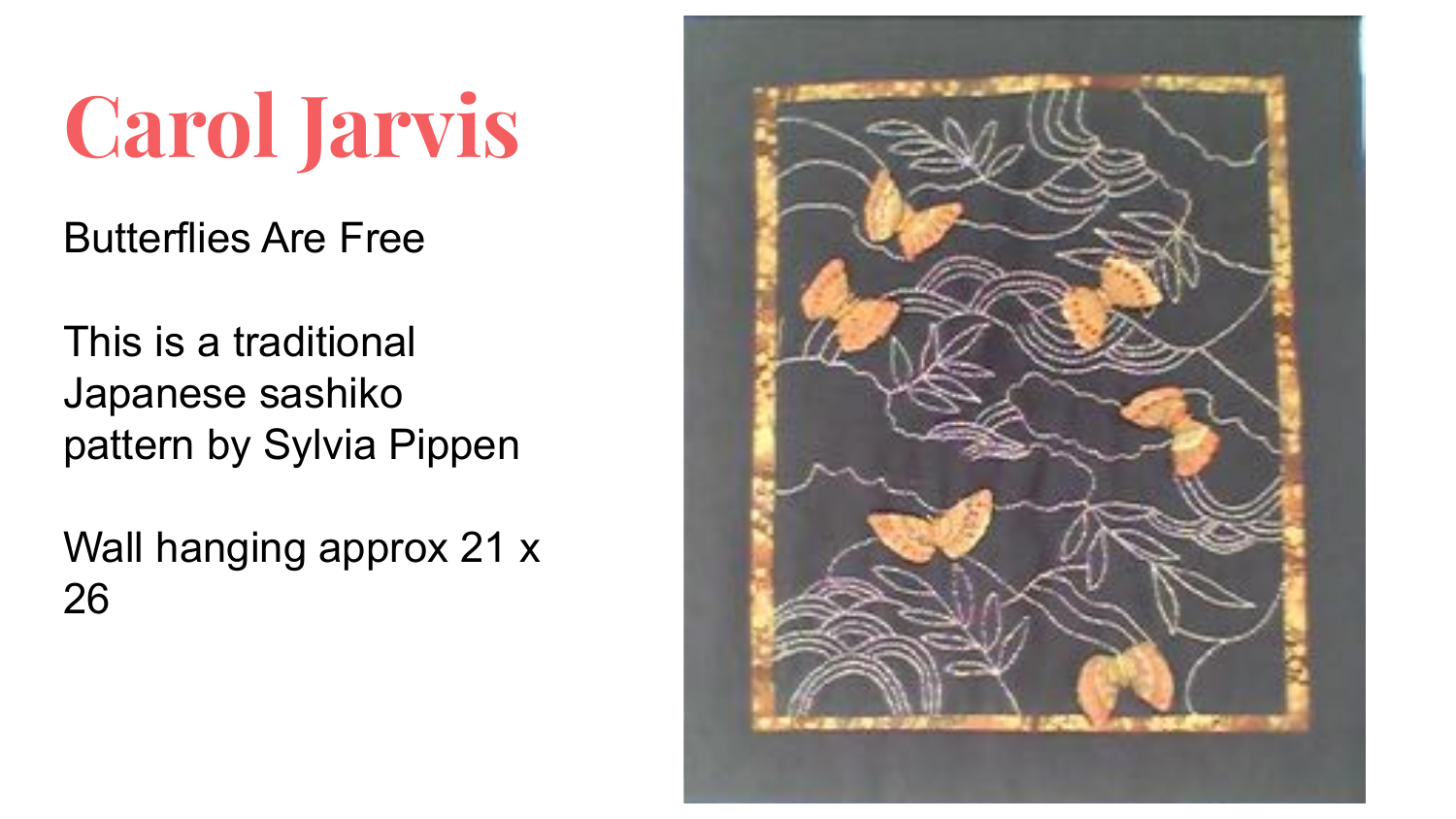# Carol Jarvis

Butterflies Are Free

This is a traditional Japanese sashiko pattern by Sylvia Pippen

Wall hanging approx 21 x 26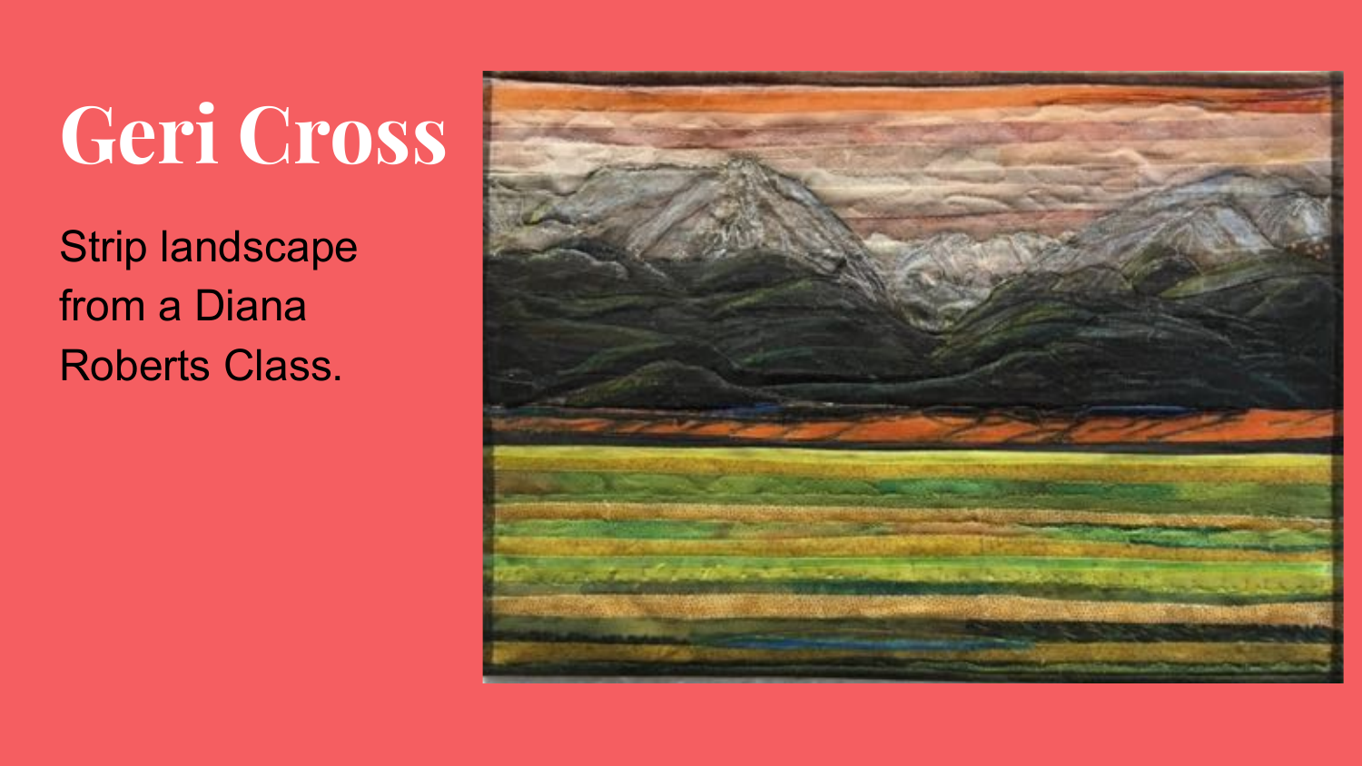# Geri Cross

Strip landscape from a Diana Roberts Class.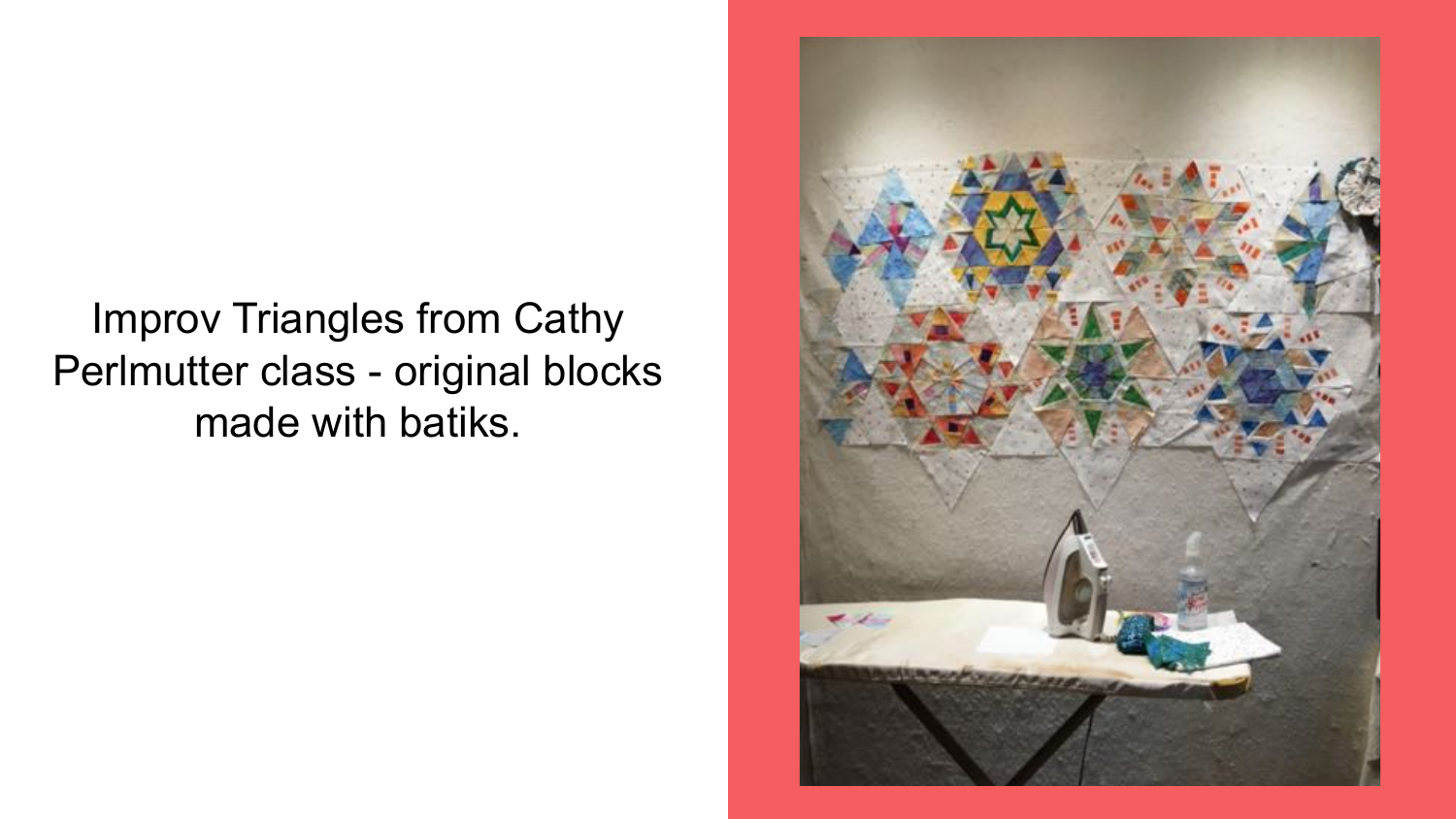Improv Triangles from Cathy Perlmutter class - original blocks made with batiks.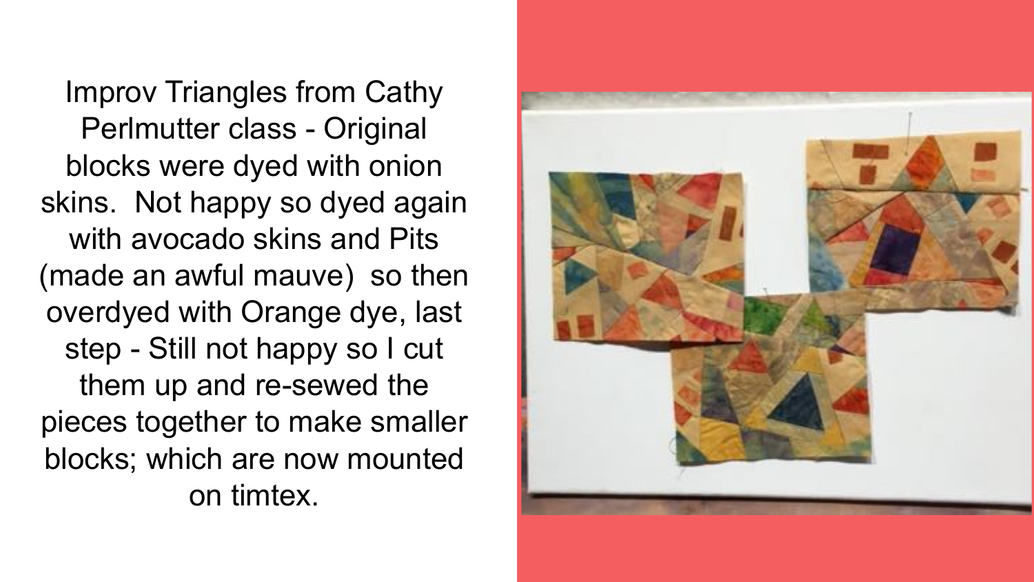Improv Triangles from Cathy Perlmutter class - Original blocks were dyed with onion skins.  Not happy so dyed again with avocado skins and Pits (made an awful mauve)  so then overdyed with Orange dye, last step - Still not happy so I cut them up and re-sewed the pieces together to make smaller blocks; which are now mounted on timtex.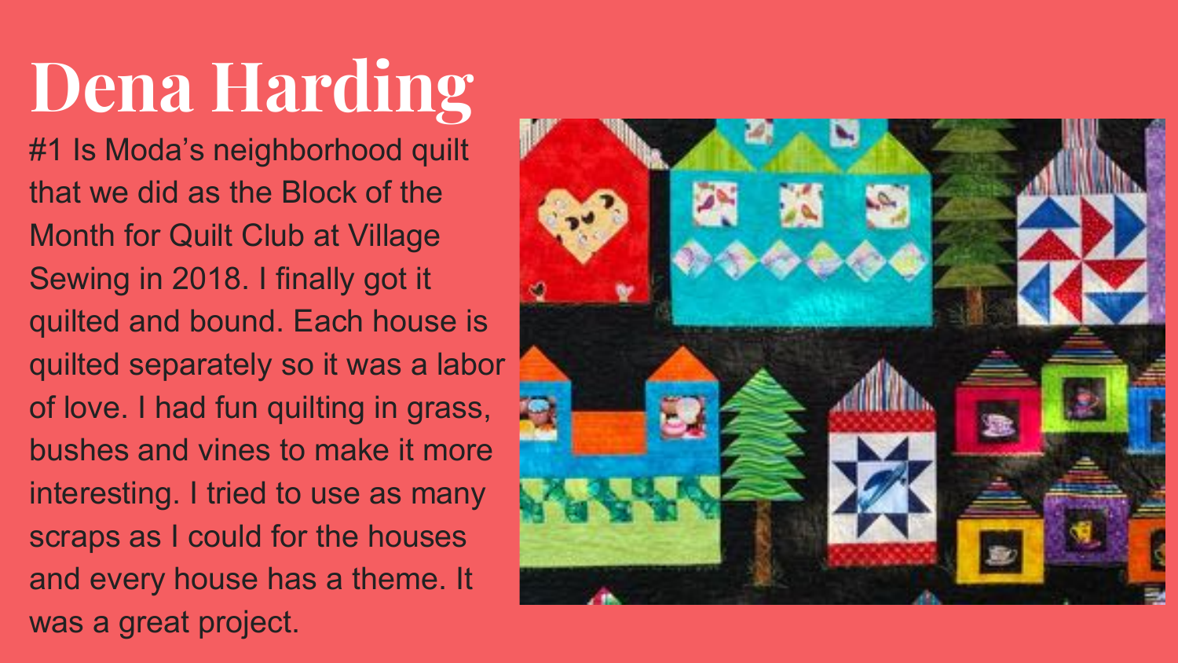# Dena Harding

#1 Is Moda's neighborhood quilt that we did as the Block of the Month for Quilt Club at Village Sewing in 2018. I finally got it quilted and bound. Each house is quilted separately so it was a labor of love. I had fun quilting in grass, bushes and vines to make it more interesting. I tried to use as many scraps as I could for the houses and every house has a theme. It was a great project.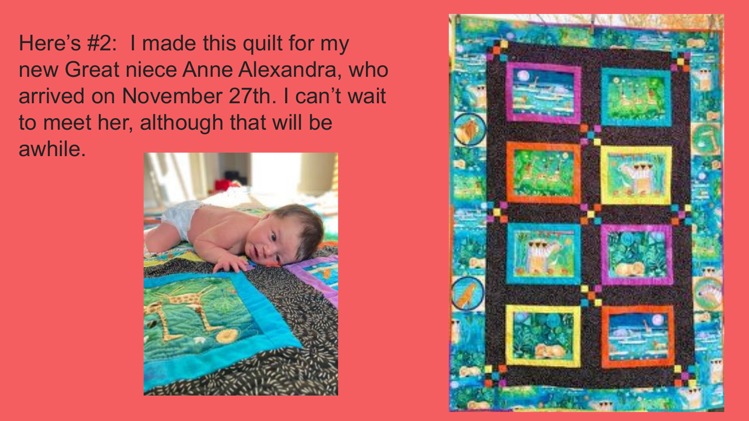Here's #2: I made this quilt for my new Great niece Anne Alexandra, who arrived on November 27th. I can't wait to meet her, although that will be awhile.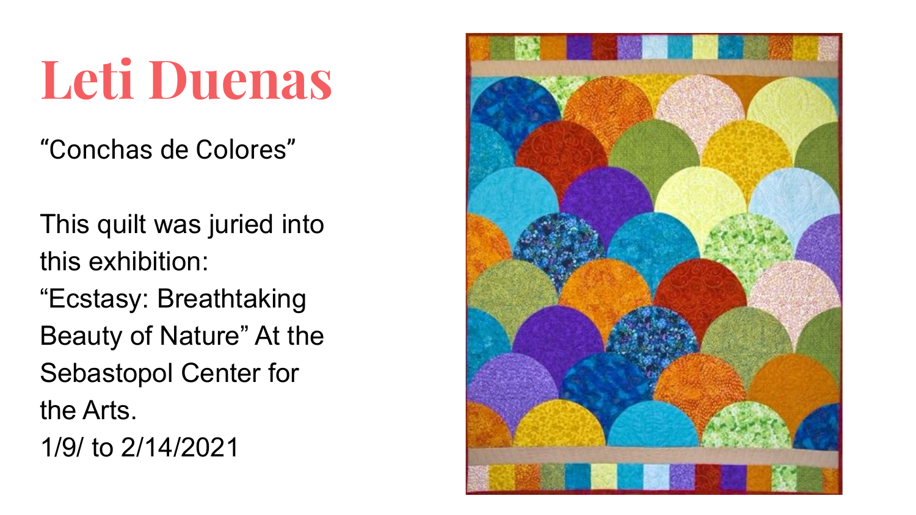# Leti Duenas

“Conchas de Colores”

This quilt was juried into this exhibition: “Ecstasy: Breathtaking Beauty of Nature” At the Sebastopol Center for the Arts.
1/9/ to 2/14/2021